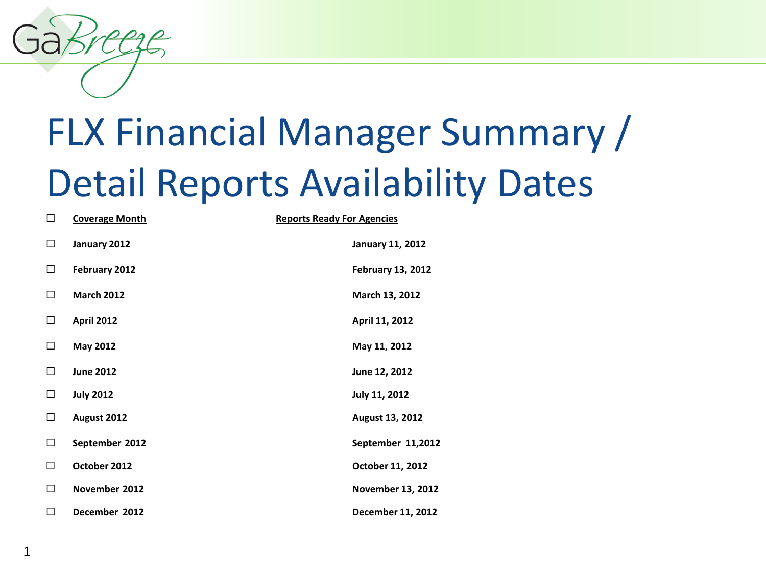GaBreeze

# FLX Financial Manager Summary / Detail Reports Availability Dates

| Coverage Month | Reports Ready For Agencies |
| --- | --- |
| January 2012 | January 11, 2012 |
| February 2012 | February 13, 2012 |
| March 2012 | March 13, 2012 |
| April 2012 | April 11, 2012 |
| May 2012 | May 11, 2012 |
| June 2012 | June 12, 2012 |
| July 2012 | July 11, 2012 |
| August 2012 | August 13, 2012 |
| September 2012 | September 11,2012 |
| October 2012 | October 11, 2012 |
| November 2012 | November 13, 2012 |
| December 2012 | December 11, 2012 |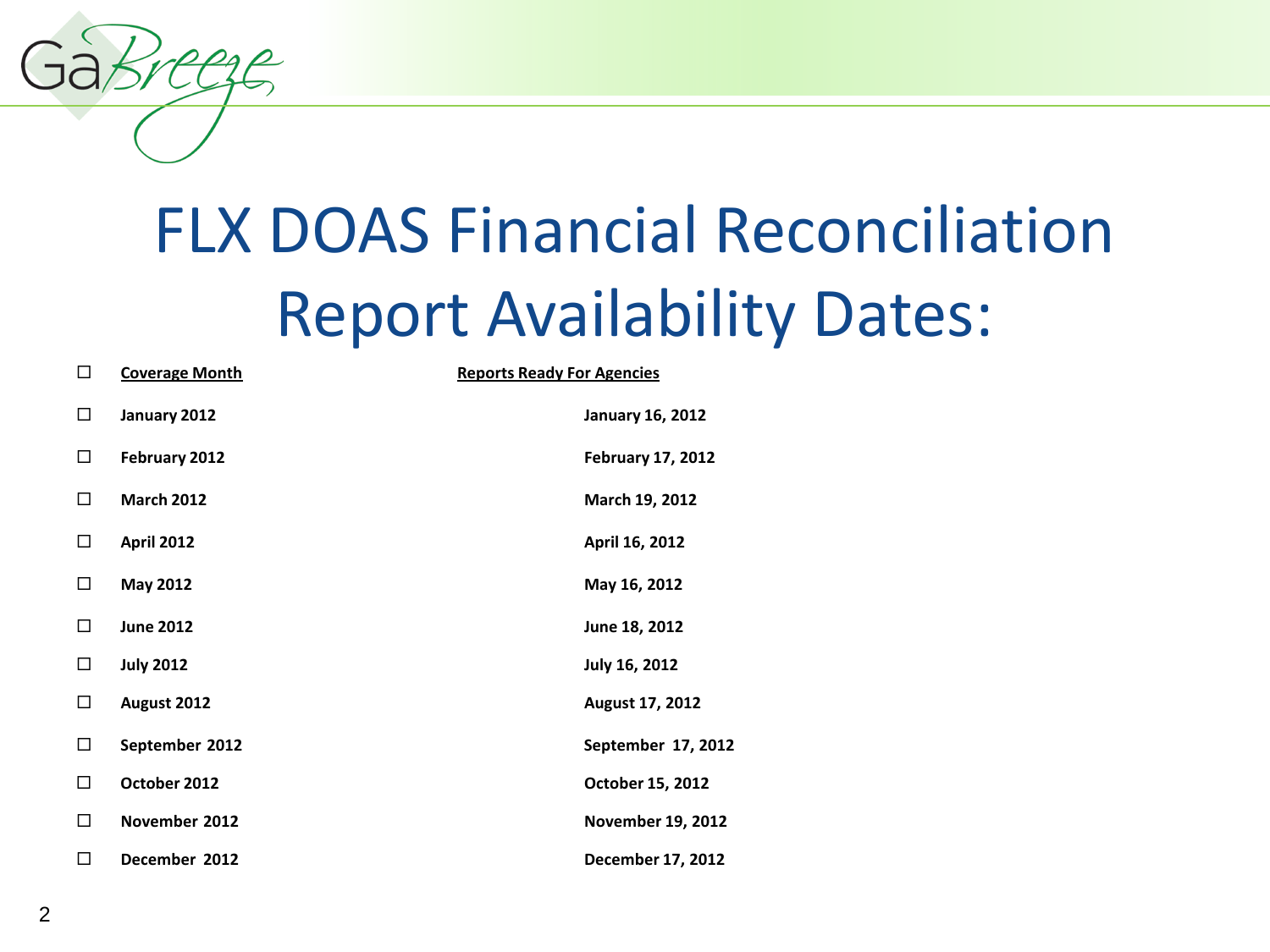# FLX DOAS Financial Reconciliation Report Availability Dates:

| Coverage Month | Reports Ready For Agencies |
|---|---|
| January 2012 | January 16, 2012 |
| February 2012 | February 17, 2012 |
| March 2012 | March 19, 2012 |
| April 2012 | April 16, 2012 |
| May 2012 | May 16, 2012 |
| June 2012 | June 18, 2012 |
| July 2012 | July 16, 2012 |
| August 2012 | August 17, 2012 |
| September 2012 | September 17, 2012 |
| October 2012 | October 15, 2012 |
| November 2012 | November 19, 2012 |
| December 2012 | December 17, 2012 |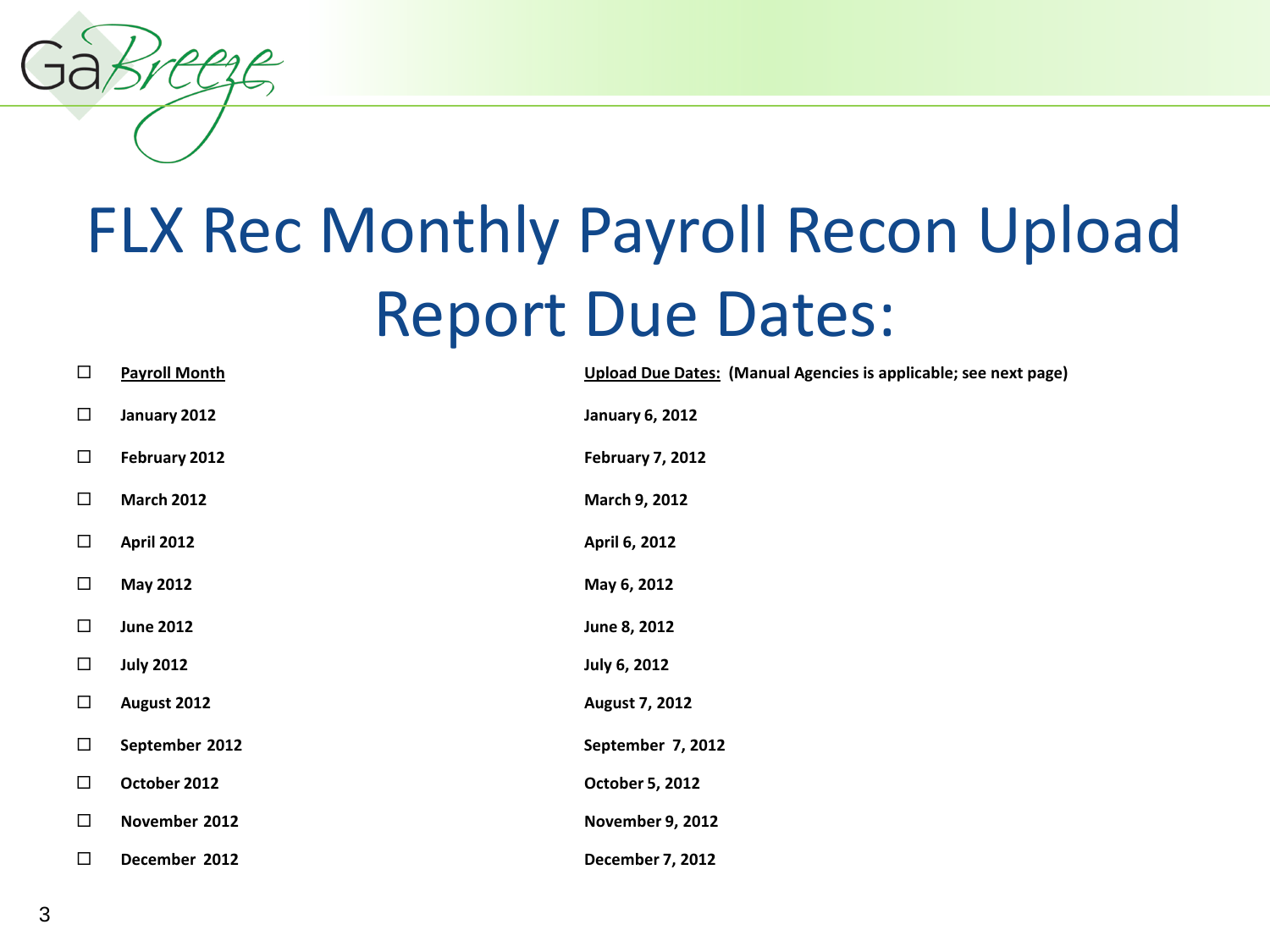# FLX Rec Monthly Payroll Recon Upload Report Due Dates:

| Payroll Month | Upload Due Dates: (Manual Agencies is applicable; see next page) |
| --- | --- |
| January 2012 | January 6, 2012 |
| February 2012 | February 7, 2012 |
| March 2012 | March 9, 2012 |
| April 2012 | April 6, 2012 |
| May 2012 | May 6, 2012 |
| June 2012 | June 8, 2012 |
| July 2012 | July 6, 2012 |
| August 2012 | August 7, 2012 |
| September 2012 | September 7, 2012 |
| October 2012 | October 5, 2012 |
| November 2012 | November 9, 2012 |
| December 2012 | December 7, 2012 |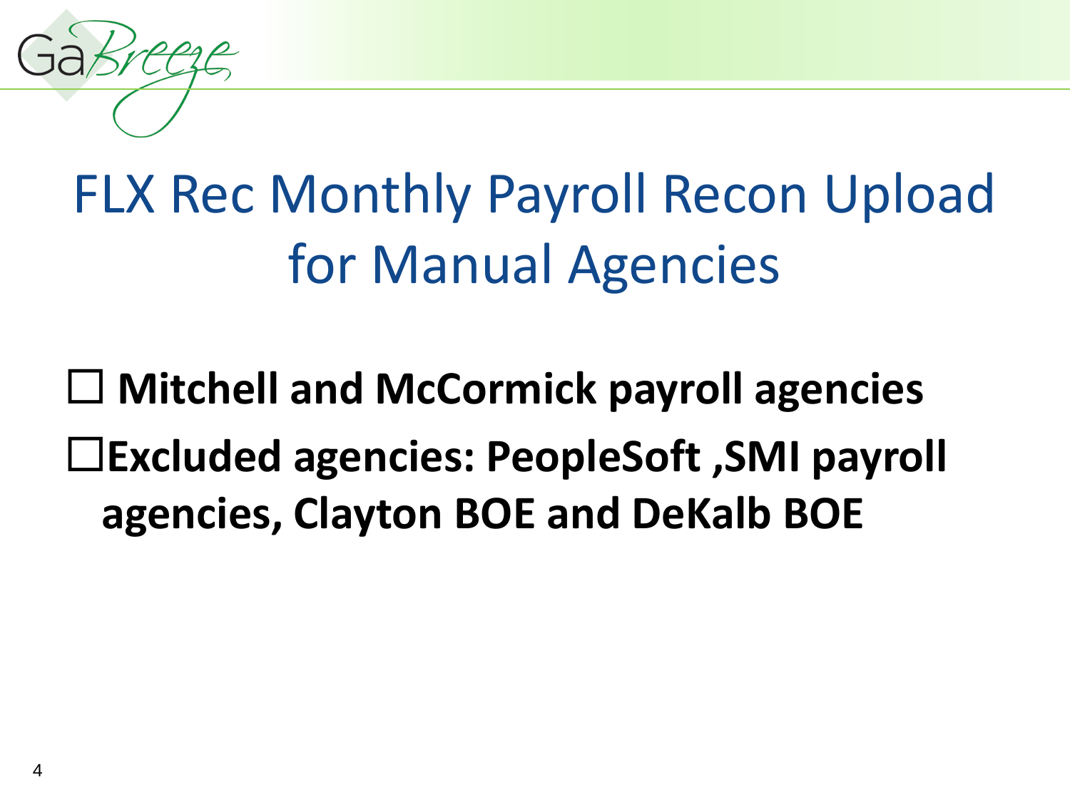# FLX Rec Monthly Payroll Recon Upload for Manual Agencies

- ☐ **Mitchell and McCormick payroll agencies**
- ☐**Excluded agencies: PeopleSoft ,SMI payroll agencies, Clayton BOE and DeKalb BOE**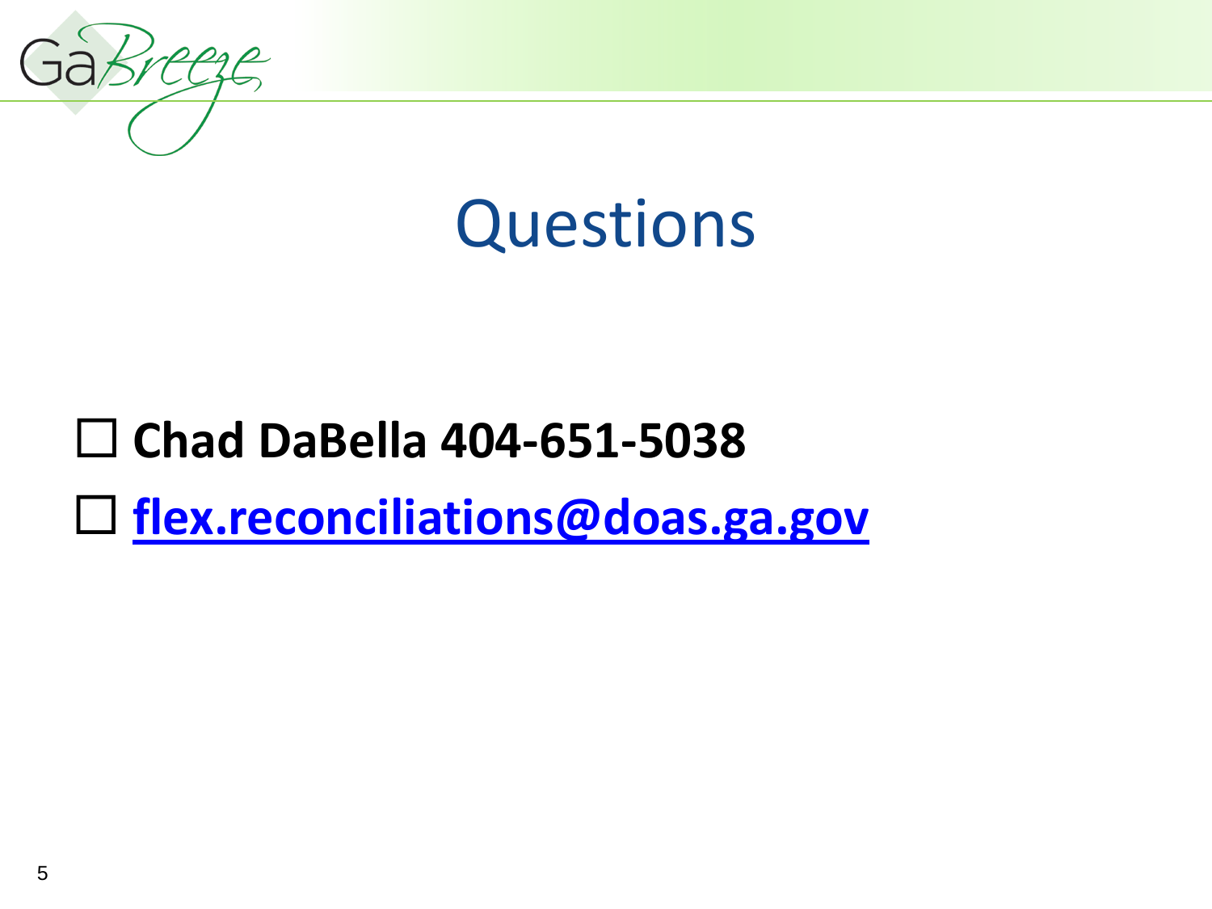# Questions

- ☐ **Chad DaBella 404-651-5038**
- ☐ **flex.reconciliations@doas.ga.gov**